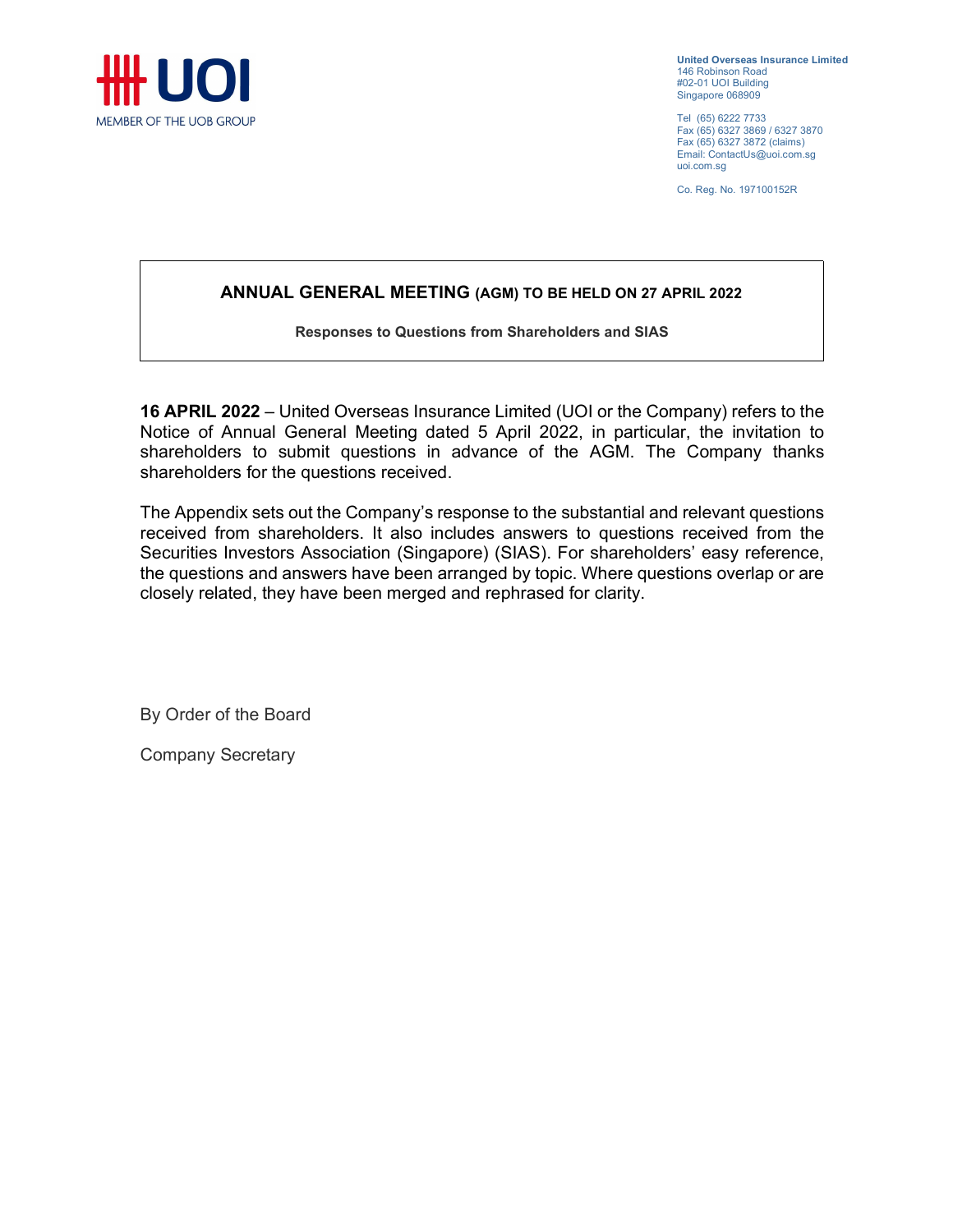UOI
MEMBER OF THE UOB GROUP

**United Overseas Insurance Limited**
146 Robinson Road
#02-01 UOI Building
Singapore 068909

Tel (65) 6222 7733
Fax (65) 6327 3869 / 6327 3870
Fax (65) 6327 3872 (claims)
Email: ContactUs@uoi.com.sg
uoi.com.sg

Co. Reg. No. 197100152R

## ANNUAL GENERAL MEETING (AGM) TO BE HELD ON 27 APRIL 2022

**Responses to Questions from Shareholders and SIAS**

**16 APRIL 2022** – United Overseas Insurance Limited (UOI or the Company) refers to the Notice of Annual General Meeting dated 5 April 2022, in particular, the invitation to shareholders to submit questions in advance of the AGM. The Company thanks shareholders for the questions received.

The Appendix sets out the Company's response to the substantial and relevant questions received from shareholders. It also includes answers to questions received from the Securities Investors Association (Singapore) (SIAS). For shareholders' easy reference, the questions and answers have been arranged by topic. Where questions overlap or are closely related, they have been merged and rephrased for clarity.

By Order of the Board

Company Secretary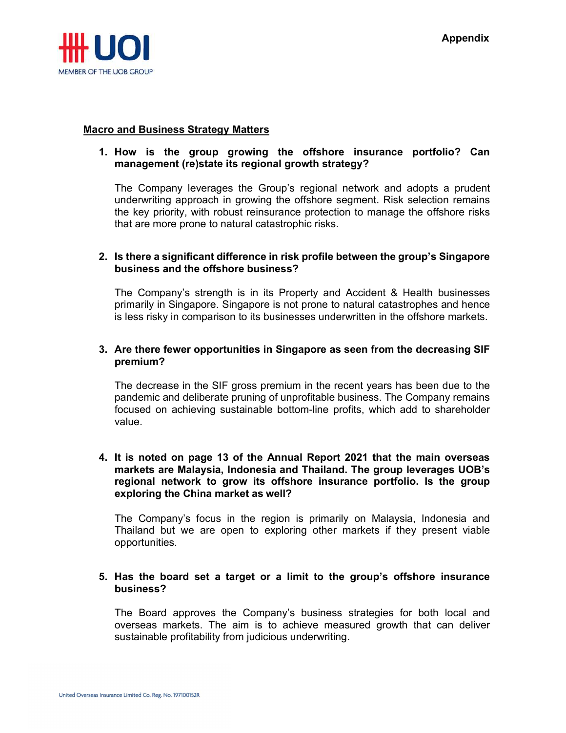**Appendix**

**Macro and Business Strategy Matters**

1. **How is the group growing the offshore insurance portfolio? Can management (re)state its regional growth strategy?**

   The Company leverages the Group's regional network and adopts a prudent underwriting approach in growing the offshore segment. Risk selection remains the key priority, with robust reinsurance protection to manage the offshore risks that are more prone to natural catastrophic risks.

2. **Is there a significant difference in risk profile between the group's Singapore business and the offshore business?**

   The Company's strength is in its Property and Accident & Health businesses primarily in Singapore. Singapore is not prone to natural catastrophes and hence is less risky in comparison to its businesses underwritten in the offshore markets.

3. **Are there fewer opportunities in Singapore as seen from the decreasing SIF premium?**

   The decrease in the SIF gross premium in the recent years has been due to the pandemic and deliberate pruning of unprofitable business. The Company remains focused on achieving sustainable bottom-line profits, which add to shareholder value.

4. **It is noted on page 13 of the Annual Report 2021 that the main overseas markets are Malaysia, Indonesia and Thailand. The group leverages UOB's regional network to grow its offshore insurance portfolio. Is the group exploring the China market as well?**

   The Company's focus in the region is primarily on Malaysia, Indonesia and Thailand but we are open to exploring other markets if they present viable opportunities.

5. **Has the board set a target or a limit to the group's offshore insurance business?**

   The Board approves the Company's business strategies for both local and overseas markets. The aim is to achieve measured growth that can deliver sustainable profitability from judicious underwriting.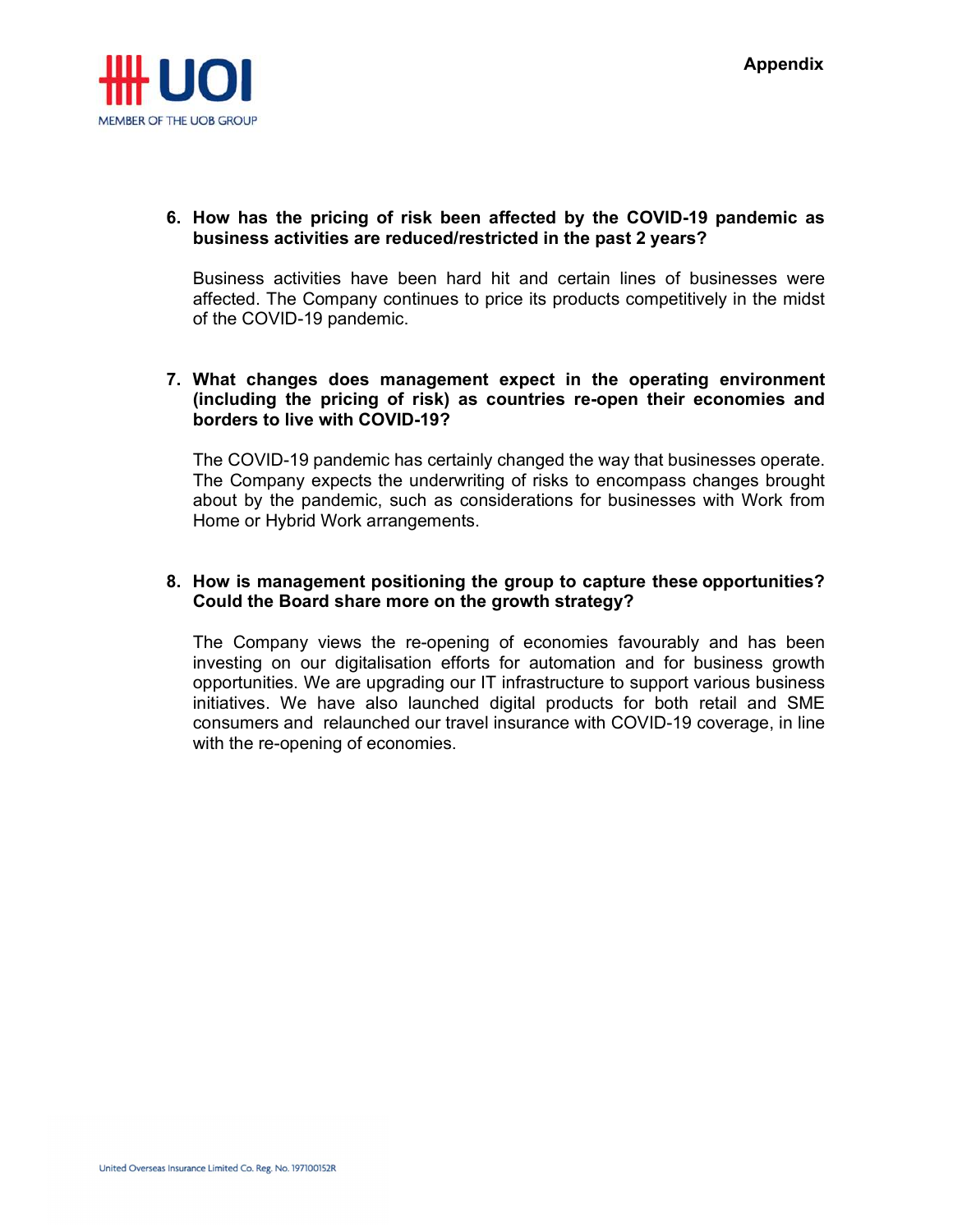6. **How has the pricing of risk been affected by the COVID-19 pandemic as business activities are reduced/restricted in the past 2 years?**

   Business activities have been hard hit and certain lines of businesses were affected. The Company continues to price its products competitively in the midst of the COVID-19 pandemic.

7. **What changes does management expect in the operating environment (including the pricing of risk) as countries re-open their economies and borders to live with COVID-19?**

   The COVID-19 pandemic has certainly changed the way that businesses operate. The Company expects the underwriting of risks to encompass changes brought about by the pandemic, such as considerations for businesses with Work from Home or Hybrid Work arrangements.

8. **How is management positioning the group to capture these opportunities? Could the Board share more on the growth strategy?**

   The Company views the re-opening of economies favourably and has been investing on our digitalisation efforts for automation and for business growth opportunities. We are upgrading our IT infrastructure to support various business initiatives. We have also launched digital products for both retail and SME consumers and relaunched our travel insurance with COVID-19 coverage, in line with the re-opening of economies.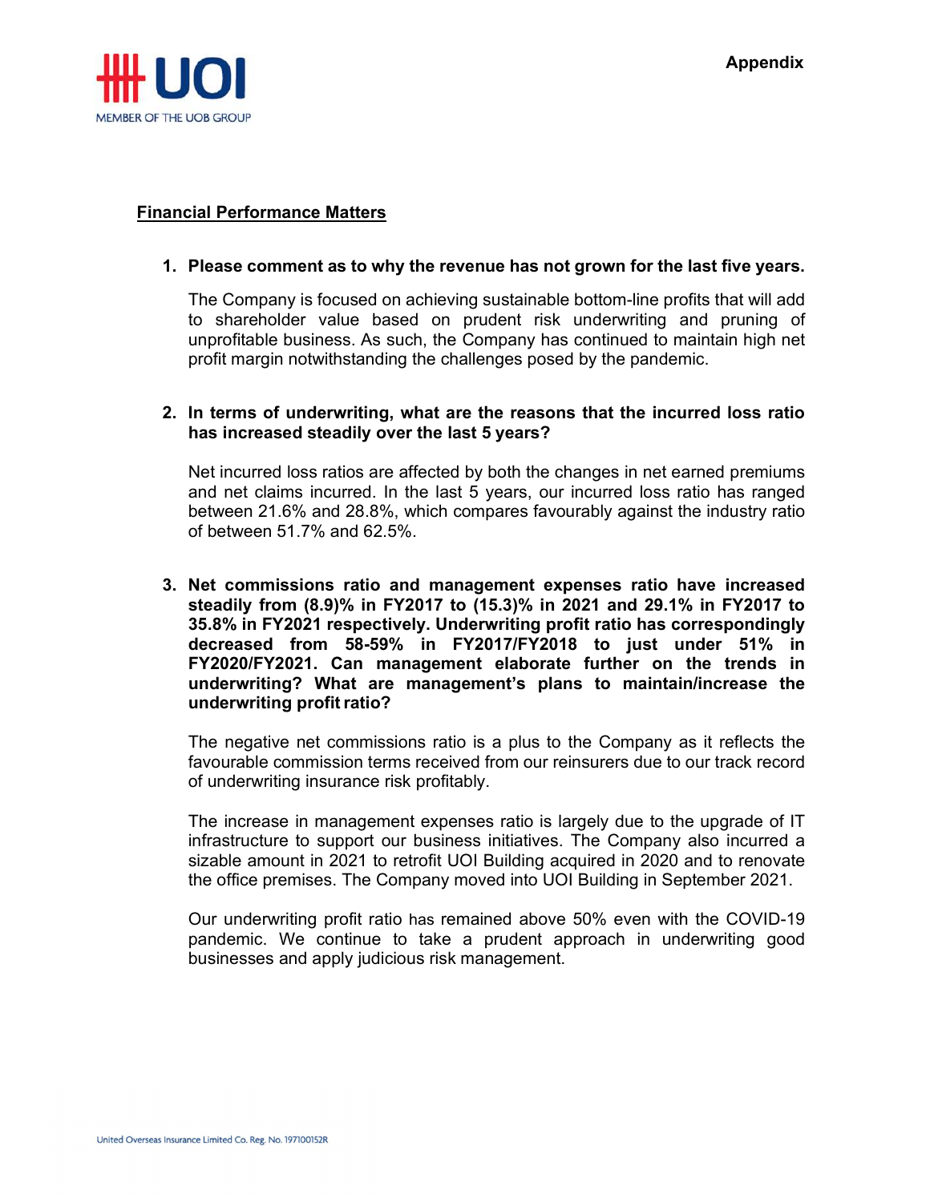Appendix

## Financial Performance Matters

1. **Please comment as to why the revenue has not grown for the last five years.**

   The Company is focused on achieving sustainable bottom-line profits that will add to shareholder value based on prudent risk underwriting and pruning of unprofitable business. As such, the Company has continued to maintain high net profit margin notwithstanding the challenges posed by the pandemic.

2. **In terms of underwriting, what are the reasons that the incurred loss ratio has increased steadily over the last 5 years?**

   Net incurred loss ratios are affected by both the changes in net earned premiums and net claims incurred. In the last 5 years, our incurred loss ratio has ranged between 21.6% and 28.8%, which compares favourably against the industry ratio of between 51.7% and 62.5%.

3. **Net commissions ratio and management expenses ratio have increased steadily from (8.9)% in FY2017 to (15.3)% in 2021 and 29.1% in FY2017 to 35.8% in FY2021 respectively. Underwriting profit ratio has correspondingly decreased from 58-59% in FY2017/FY2018 to just under 51% in FY2020/FY2021. Can management elaborate further on the trends in underwriting? What are management's plans to maintain/increase the underwriting profit ratio?**

   The negative net commissions ratio is a plus to the Company as it reflects the favourable commission terms received from our reinsurers due to our track record of underwriting insurance risk profitably.

   The increase in management expenses ratio is largely due to the upgrade of IT infrastructure to support our business initiatives. The Company also incurred a sizable amount in 2021 to retrofit UOI Building acquired in 2020 and to renovate the office premises. The Company moved into UOI Building in September 2021.

   Our underwriting profit ratio has remained above 50% even with the COVID-19 pandemic. We continue to take a prudent approach in underwriting good businesses and apply judicious risk management.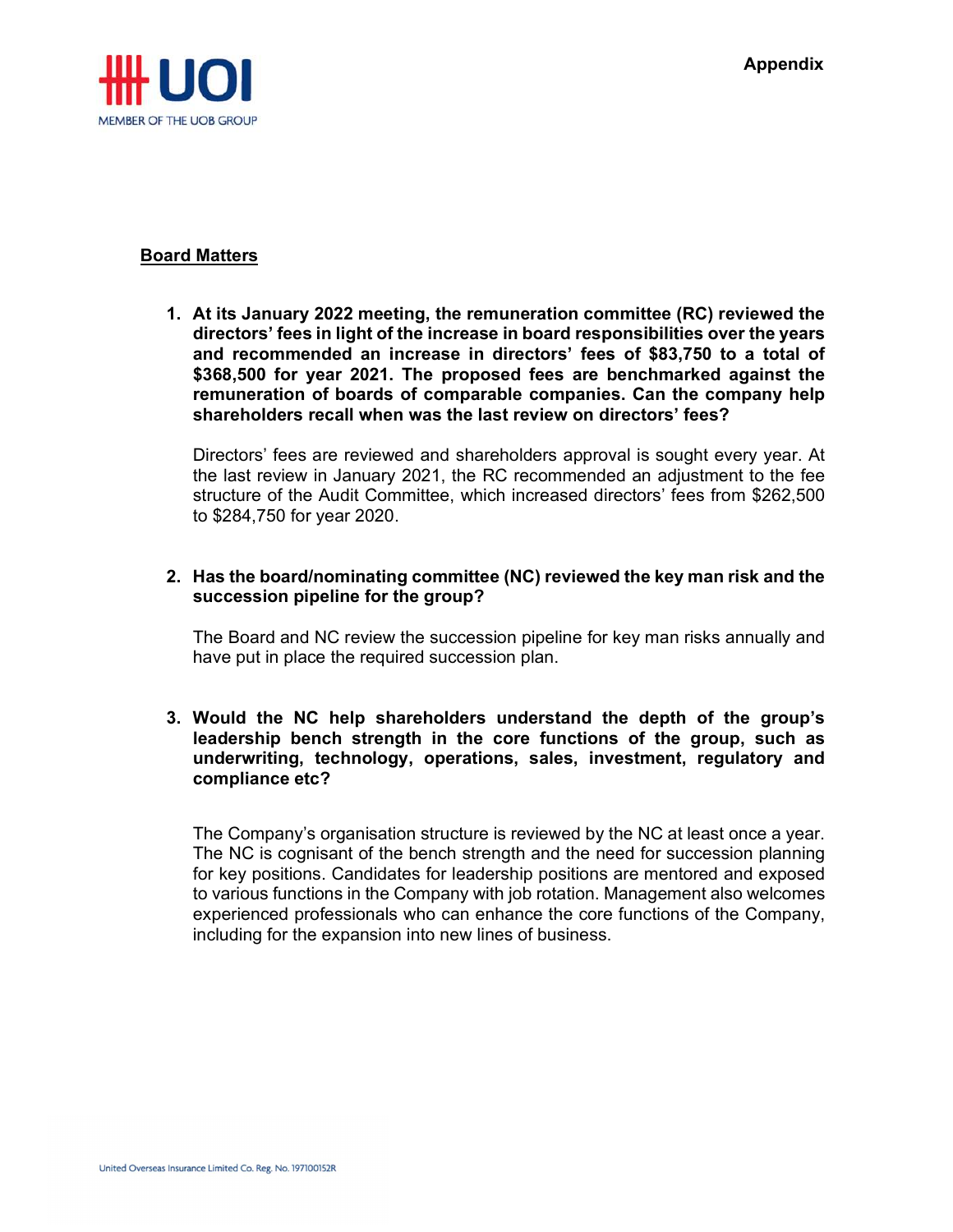Appendix

## Board Matters

1. **At its January 2022 meeting, the remuneration committee (RC) reviewed the directors' fees in light of the increase in board responsibilities over the years and recommended an increase in directors' fees of $83,750 to a total of $368,500 for year 2021. The proposed fees are benchmarked against the remuneration of boards of comparable companies. Can the company help shareholders recall when was the last review on directors' fees?**

   Directors' fees are reviewed and shareholders approval is sought every year. At the last review in January 2021, the RC recommended an adjustment to the fee structure of the Audit Committee, which increased directors' fees from $262,500 to $284,750 for year 2020.

2. **Has the board/nominating committee (NC) reviewed the key man risk and the succession pipeline for the group?**

   The Board and NC review the succession pipeline for key man risks annually and have put in place the required succession plan.

3. **Would the NC help shareholders understand the depth of the group's leadership bench strength in the core functions of the group, such as underwriting, technology, operations, sales, investment, regulatory and compliance etc?**

   The Company's organisation structure is reviewed by the NC at least once a year. The NC is cognisant of the bench strength and the need for succession planning for key positions. Candidates for leadership positions are mentored and exposed to various functions in the Company with job rotation. Management also welcomes experienced professionals who can enhance the core functions of the Company, including for the expansion into new lines of business.